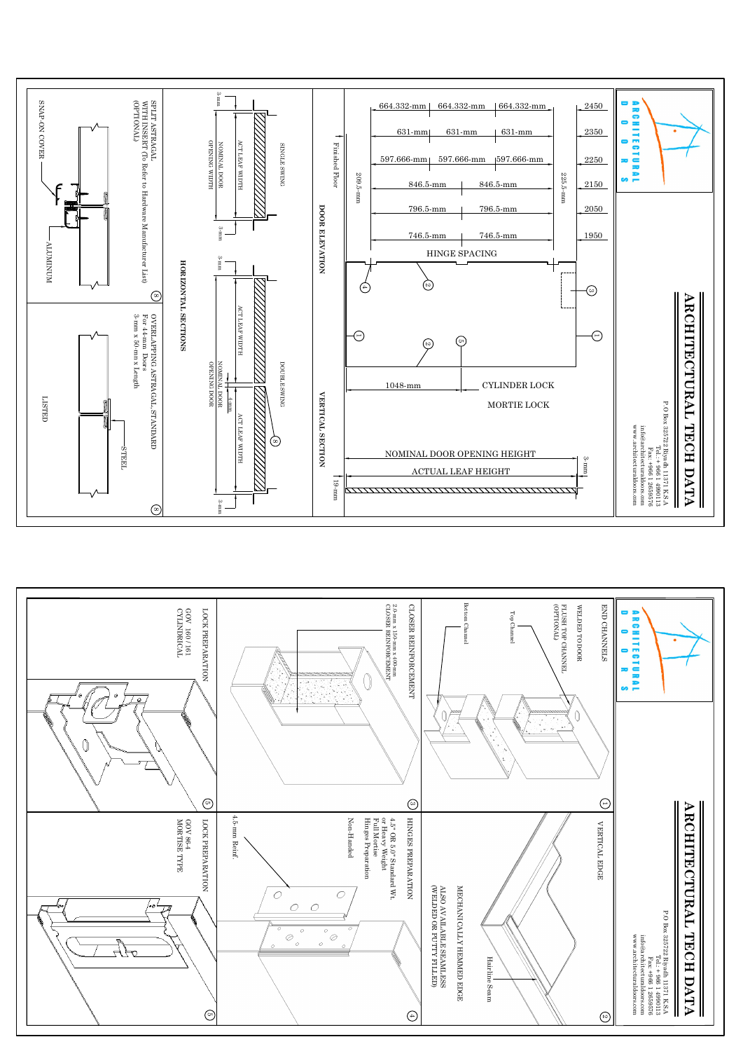# ARCHITECTURAL TECH DATA

ARCHITECTURAL DOORS

P O Box 325722 Riyadh 11371 K.S.A
Tel: +966 1 4980113
Fax: +966 1 2659576
info@architecturaldoors.com
www.architecturaldoors.com

## VERTICAL SECTION

| Door height | Hinge spacing | | |
|---|---|---|---|
| 2450 | 664.332-mm | 664.332-mm | 664.332-mm |
| 2350 | 631-mm | 631-mm | 631-mm |
| 2250 | 597.666-mm | 597.666-mm | 597.666-mm |
| 2150 | 846.5-mm | 846.5-mm | |
| 2050 | 796.5-mm | 796.5-mm | |
| 1950 | 746.5-mm | 746.5-mm | |

HINGE SPACING

225.5-mm

209.5-mm

1048-mm

CYLINDER LOCK

MORTIE LOCK

NOMINAL DOOR OPENING HEIGHT

ACTUAL LEAF HEIGHT

3-mm

19-mm

Finished Floor

## DOOR ELEVATION

## HORIZONTAL SECTIONS

SINGLE SWING

ACT LEAF WIDTH

NOMINAL DOOR OPENING WIDTH

3-mm

DOUBLE SWING

ACT LEAF WIDTH

4-mm

NOMINAL DOOR OPENING DOOR

3-mm

SPLIT ASTRAGAL WITH INSERT (To Refer to Hardware Manufacturer List) (OPTIONAL)

SNAP-ON COVER

ALUMINUM

OVERLAPPING ASTRAGAL, STANDARD For 44-mm Doors 3-mm x 50-mm x Length

STEEL

LISTED

---

# ARCHITECTURAL TECH DATA

ARCHITECTURAL DOORS

P O Box 325722 Riyadh 11371 K.S.A
Tel: +966 1 4980113
Fax: +966 1 2659576
info@architecturaldoors.com
www.architecturaldoors.com

① END CHANNELS

WELDED TO DOOR

FLUSH TOP CHANNEL (OPTIONAL)

Top Channel

Bottom Channel

② VERTICAL EDGE

Hairline Seam

MECHANICALLY HEMMED EDGE

ALSO AVAILABLE SEAMLESS (WELDED OR PUTTY FILLED)

③ CLOSER REINFORCEMENT

2.9-mm x 150-mm x 400-mm CLOSER REINFORCEMENT

④ HINGES PREPARATION

4.5" OR 5.0" Standard Wt. or Heavy Weight Full Mortise Hinges Preparation

Non-Handed

4.5-mm Reinf.

⑤ LOCK PREPARATION

GOV 160 / 161 CYLINDRICAL

⑤ LOCK PREPARATION

GOV 86-4 MORTISE TYPE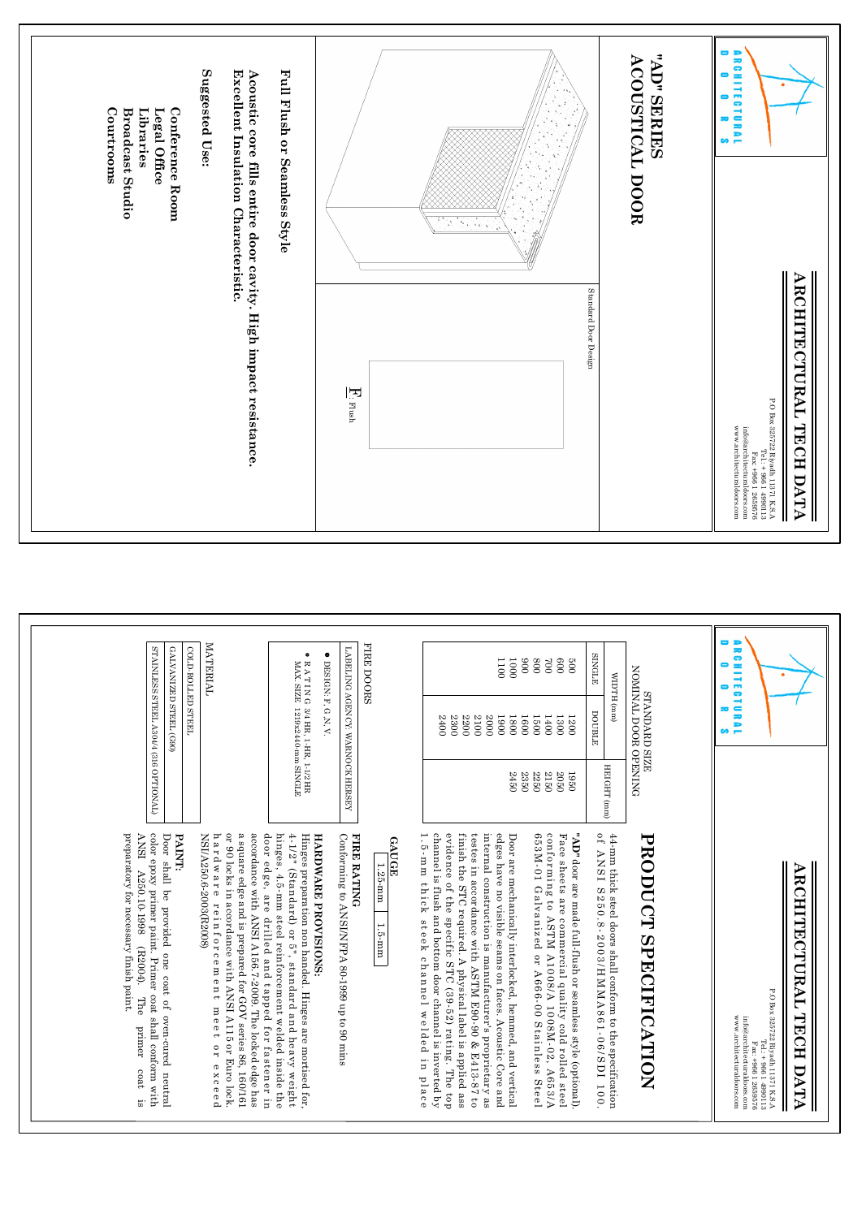# ARCHITECTURAL TECH DATA

P.O Box 325722 Riyadh 11371 K.S.A
Tel.: +966 1 4990113
Fax: +966 1 2659576
info@architecturaldoors.com
www.architecturaldoors.com

## "AD" SERIES ACOUSTICAL DOOR

Standard Door Design

F: Flush

**Full Flush or Seamless Style**

**Acoustic core fills entire door cavity. High impact resistance.**
**Excellent Insulation Characteristic.**

**Suggested Use:**

- Conference Room
- Legal Office
- Libraries
- Broadcast Studio
- Courtrooms

# ARCHITECTURAL TECH DATA

P.O Box 325722 Riyadh 11371 K.S.A
Tel.: +966 1 4990113
Fax: +966 1 2659576
info@architecturaldoors.com
www.architecturaldoors.com

## STANDARD SIZE NOMINAL DOOR OPENING

| WIDTH (mm) | | HEIGHT (mm) |
|---|---|---|
| SINGLE | DOUBLE | |
| 500 | 1200 | 1950 |
| 600 | 1300 | 2050 |
| 700 | 1400 | 2150 |
| 800 | 1500 | 2250 |
| 900 | 1600 | 2350 |
| 1000 | 1800 | 2450 |
| 1100 | 1900 | |
| | 2000 | |
| | 2100 | |
| | 2200 | |
| | 2300 | |
| | 2400 | |

**FIRE DOORS**

LABELING AGENCY: WARNOCK HERSEY

- DESIGN: F, G ,N, V.
- RATING: 3/4 HR, 1 HR, 1-1/2 HR
  MAX. SIZE 1219x2440 mm SINGLE

**MATERIAL**

| |
|---|
| COLD ROLLED STEEL |
| GALVANIZED STEEL (G90) |
| STAINLESS STEEL A304/4 (316 OPTIONAL) |

# PRODUCT SPECIFICATION

44-mm thick steel doors shall conform to the specification of ANSI S250.8-2003/HMMA861-06/SDI 100.

**"AD"** door are made full-flush or seamless style (optional). Face sheets are commercial quality cold rolled steel conforming to ASTM A1008/A 1008M-02, A653/A 653M-01 Galvanized or A666-00 Stainless Steel

Door are mechanically interlocked, hemmed, and vertical edges have no visible seams on faces. Acoustic Core and internal construction is manufacturer's proprietary as testes in accordance with ASTM E90-90 & E413-87 to finish the STC required. A physical label is applied ass evidence of the specific STC (39-52) rating. The top channel is flush and bottom door channel is inverted by 1.5-mm thick steek channel welded in place

**GAUGE**

| | |
|---|---|
| 1.25-mm | 1.5-mm |

**FIRE RATING**

Conforming to ANSI/NFPA 80-1999 up to 90 mins

**HARDWARE PROVISIONS:**

Hinges preparation non handed. Hinges are mortised for, 4-1/2" (Standard) or 5", standard and heavy weight hinges, 4.5-mm steel reinforcement welded inside the door edge, are drilled and tapped for fastener in accordance with ANSI A156.7-2009. The locked edge has a square edge and is prepared for GOV series 86, 160/161 or 90 locks in accordance with ANSI A115 or Euro lock. hardware reinforcement meet or exceed NSI/A250.6-2003(R2009)

**PAINT:**

Door shall be provided one coat of oven-cured neutral color epoxy primer paint. Primer coat shall conform with ANSI A250.10-1998 (R2004). The primer coat is preparatory for necessary finish paint.